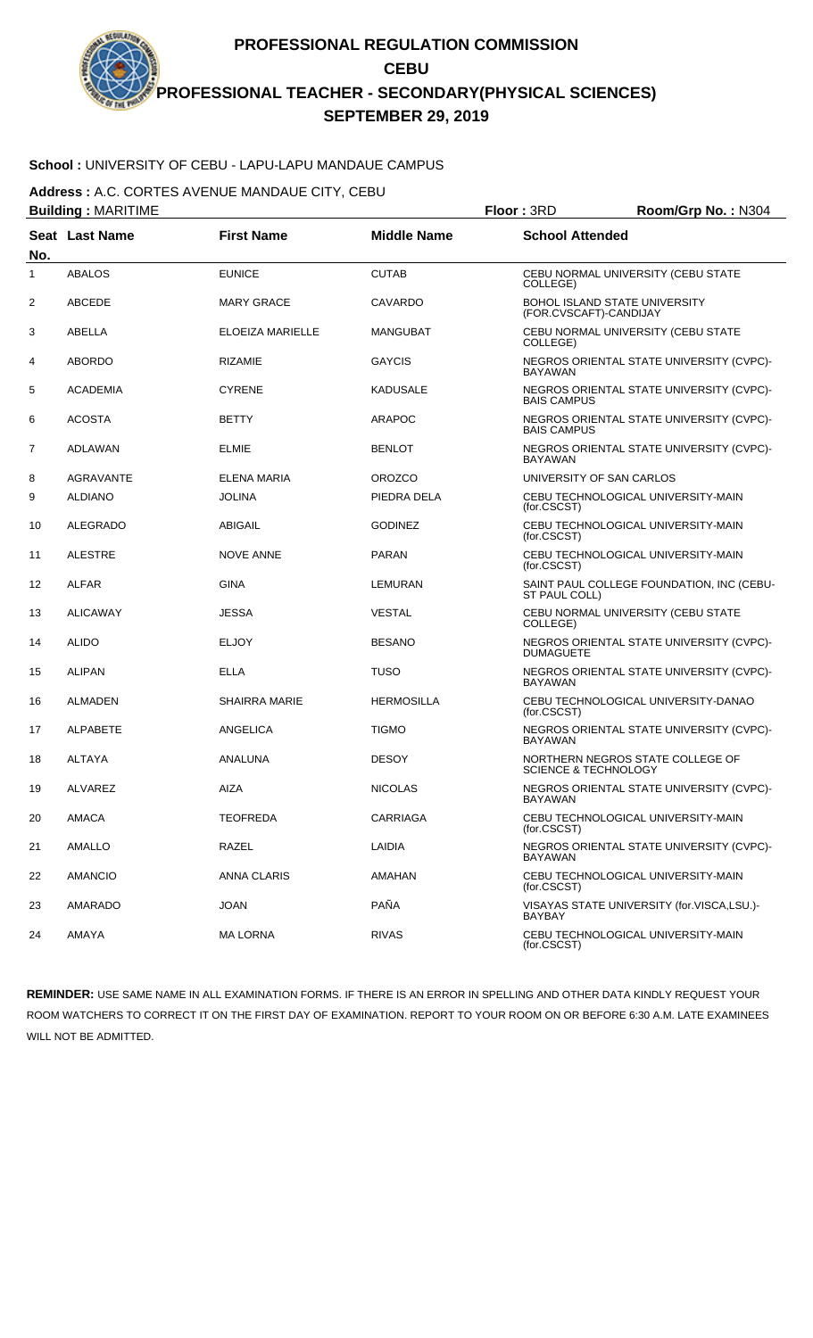# PROFESSIONAL REGULATION COMMISSION
## CEBU
## PROFESSIONAL TEACHER - SECONDARY(PHYSICAL SCIENCES)
## SEPTEMBER 29, 2019

**School :** UNIVERSITY OF CEBU - LAPU-LAPU MANDAUE CAMPUS

**Address :** A.C. CORTES AVENUE MANDAUE CITY, CEBU

**Building :** MARITIME **Floor :** 3RD **Room/Grp No. :** N304

| Seat No. | Last Name | First Name | Middle Name | School Attended |
|---|---|---|---|---|
| 1 | ABALOS | EUNICE | CUTAB | CEBU NORMAL UNIVERSITY (CEBU STATE COLLEGE) |
| 2 | ABCEDE | MARY GRACE | CAVARDO | BOHOL ISLAND STATE UNIVERSITY (FOR.CVSCAFT)-CANDIJAY |
| 3 | ABELLA | ELOEIZA MARIELLE | MANGUBAT | CEBU NORMAL UNIVERSITY (CEBU STATE COLLEGE) |
| 4 | ABORDO | RIZAMIE | GAYCIS | NEGROS ORIENTAL STATE UNIVERSITY (CVPC)-BAYAWAN |
| 5 | ACADEMIA | CYRENE | KADUSALE | NEGROS ORIENTAL STATE UNIVERSITY (CVPC)-BAIS CAMPUS |
| 6 | ACOSTA | BETTY | ARAPOC | NEGROS ORIENTAL STATE UNIVERSITY (CVPC)-BAIS CAMPUS |
| 7 | ADLAWAN | ELMIE | BENLOT | NEGROS ORIENTAL STATE UNIVERSITY (CVPC)-BAYAWAN |
| 8 | AGRAVANTE | ELENA MARIA | OROZCO | UNIVERSITY OF SAN CARLOS |
| 9 | ALDIANO | JOLINA | PIEDRA DELA | CEBU TECHNOLOGICAL UNIVERSITY-MAIN (for.CSCST) |
| 10 | ALEGRADO | ABIGAIL | GODINEZ | CEBU TECHNOLOGICAL UNIVERSITY-MAIN (for.CSCST) |
| 11 | ALESTRE | NOVE ANNE | PARAN | CEBU TECHNOLOGICAL UNIVERSITY-MAIN (for.CSCST) |
| 12 | ALFAR | GINA | LEMURAN | SAINT PAUL COLLEGE FOUNDATION, INC (CEBU-ST PAUL COLL) |
| 13 | ALICAWAY | JESSA | VESTAL | CEBU NORMAL UNIVERSITY (CEBU STATE COLLEGE) |
| 14 | ALIDO | ELJOY | BESANO | NEGROS ORIENTAL STATE UNIVERSITY (CVPC)-DUMAGUETE |
| 15 | ALIPAN | ELLA | TUSO | NEGROS ORIENTAL STATE UNIVERSITY (CVPC)-BAYAWAN |
| 16 | ALMADEN | SHAIRRA MARIE | HERMOSILLA | CEBU TECHNOLOGICAL UNIVERSITY-DANAO (for.CSCST) |
| 17 | ALPABETE | ANGELICA | TIGMO | NEGROS ORIENTAL STATE UNIVERSITY (CVPC)-BAYAWAN |
| 18 | ALTAYA | ANALUNA | DESOY | NORTHERN NEGROS STATE COLLEGE OF SCIENCE & TECHNOLOGY |
| 19 | ALVAREZ | AIZA | NICOLAS | NEGROS ORIENTAL STATE UNIVERSITY (CVPC)-BAYAWAN |
| 20 | AMACA | TEOFREDA | CARRIAGA | CEBU TECHNOLOGICAL UNIVERSITY-MAIN (for.CSCST) |
| 21 | AMALLO | RAZEL | LAIDIA | NEGROS ORIENTAL STATE UNIVERSITY (CVPC)-BAYAWAN |
| 22 | AMANCIO | ANNA CLARIS | AMAHAN | CEBU TECHNOLOGICAL UNIVERSITY-MAIN (for.CSCST) |
| 23 | AMARADO | JOAN | PAÑA | VISAYAS STATE UNIVERSITY (for.VISCA,LSU.)-BAYBAY |
| 24 | AMAYA | MA LORNA | RIVAS | CEBU TECHNOLOGICAL UNIVERSITY-MAIN (for.CSCST) |

**REMINDER:** USE SAME NAME IN ALL EXAMINATION FORMS. IF THERE IS AN ERROR IN SPELLING AND OTHER DATA KINDLY REQUEST YOUR ROOM WATCHERS TO CORRECT IT ON THE FIRST DAY OF EXAMINATION. REPORT TO YOUR ROOM ON OR BEFORE 6:30 A.M. LATE EXAMINEES WILL NOT BE ADMITTED.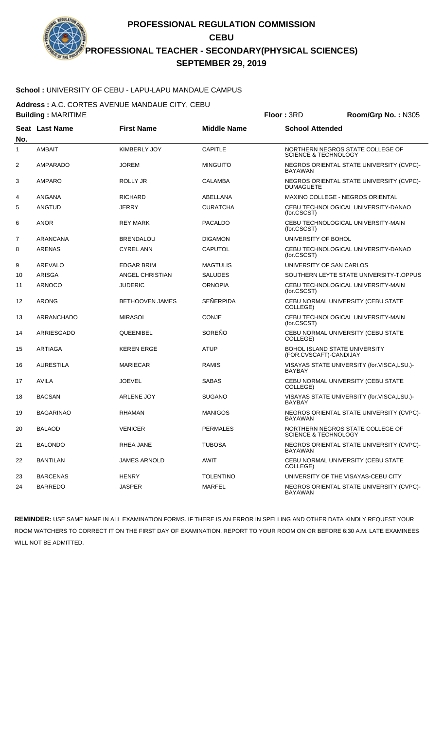# PROFESSIONAL REGULATION COMMISSION
## CEBU
## PROFESSIONAL TEACHER - SECONDARY(PHYSICAL SCIENCES)
## SEPTEMBER 29, 2019

**School :** UNIVERSITY OF CEBU - LAPU-LAPU MANDAUE CAMPUS

**Address :** A.C. CORTES AVENUE MANDAUE CITY, CEBU

**Building :** MARITIME **Floor :** 3RD **Room/Grp No. :** N305

| Seat No. | Last Name | First Name | Middle Name | School Attended |
|---|---|---|---|---|
| 1 | AMBAIT | KIMBERLY JOY | CAPITLE | NORTHERN NEGROS STATE COLLEGE OF SCIENCE & TECHNOLOGY |
| 2 | AMPARADO | JOREM | MINGUITO | NEGROS ORIENTAL STATE UNIVERSITY (CVPC)-BAYAWAN |
| 3 | AMPARO | ROLLY JR | CALAMBA | NEGROS ORIENTAL STATE UNIVERSITY (CVPC)-DUMAGUETE |
| 4 | ANGANA | RICHARD | ABELLANA | MAXINO COLLEGE - NEGROS ORIENTAL |
| 5 | ANGTUD | JERRY | CURATCHA | CEBU TECHNOLOGICAL UNIVERSITY-DANAO (for.CSCST) |
| 6 | ANOR | REY MARK | PACALDO | CEBU TECHNOLOGICAL UNIVERSITY-MAIN (for.CSCST) |
| 7 | ARANCANA | BRENDALOU | DIGAMON | UNIVERSITY OF BOHOL |
| 8 | ARENAS | CYREL ANN | CAPUTOL | CEBU TECHNOLOGICAL UNIVERSITY-DANAO (for.CSCST) |
| 9 | AREVALO | EDGAR BRIM | MAGTULIS | UNIVERSITY OF SAN CARLOS |
| 10 | ARISGA | ANGEL CHRISTIAN | SALUDES | SOUTHERN LEYTE STATE UNIVERSITY-T.OPPUS |
| 11 | ARNOCO | JUDERIC | ORNOPIA | CEBU TECHNOLOGICAL UNIVERSITY-MAIN (for.CSCST) |
| 12 | ARONG | BETHOOVEN JAMES | SEÑERPIDA | CEBU NORMAL UNIVERSITY (CEBU STATE COLLEGE) |
| 13 | ARRANCHADO | MIRASOL | CONJE | CEBU TECHNOLOGICAL UNIVERSITY-MAIN (for.CSCST) |
| 14 | ARRIESGADO | QUEENIBEL | SOREÑO | CEBU NORMAL UNIVERSITY (CEBU STATE COLLEGE) |
| 15 | ARTIAGA | KEREN ERGE | ATUP | BOHOL ISLAND STATE UNIVERSITY (FOR.CVSCAFT)-CANDIJAY |
| 16 | AURESTILA | MARIECAR | RAMIS | VISAYAS STATE UNIVERSITY (for.VISCA,LSU.)-BAYBAY |
| 17 | AVILA | JOEVEL | SABAS | CEBU NORMAL UNIVERSITY (CEBU STATE COLLEGE) |
| 18 | BACSAN | ARLENE JOY | SUGANO | VISAYAS STATE UNIVERSITY (for.VISCA,LSU.)-BAYBAY |
| 19 | BAGARINAO | RHAMAN | MANIGOS | NEGROS ORIENTAL STATE UNIVERSITY (CVPC)-BAYAWAN |
| 20 | BALAOD | VENICER | PERMALES | NORTHERN NEGROS STATE COLLEGE OF SCIENCE & TECHNOLOGY |
| 21 | BALONDO | RHEA JANE | TUBOSA | NEGROS ORIENTAL STATE UNIVERSITY (CVPC)-BAYAWAN |
| 22 | BANTILAN | JAMES ARNOLD | AWIT | CEBU NORMAL UNIVERSITY (CEBU STATE COLLEGE) |
| 23 | BARCENAS | HENRY | TOLENTINO | UNIVERSITY OF THE VISAYAS-CEBU CITY |
| 24 | BARREDO | JASPER | MARFEL | NEGROS ORIENTAL STATE UNIVERSITY (CVPC)-BAYAWAN |

**REMINDER:** USE SAME NAME IN ALL EXAMINATION FORMS. IF THERE IS AN ERROR IN SPELLING AND OTHER DATA KINDLY REQUEST YOUR ROOM WATCHERS TO CORRECT IT ON THE FIRST DAY OF EXAMINATION. REPORT TO YOUR ROOM ON OR BEFORE 6:30 A.M. LATE EXAMINEES WILL NOT BE ADMITTED.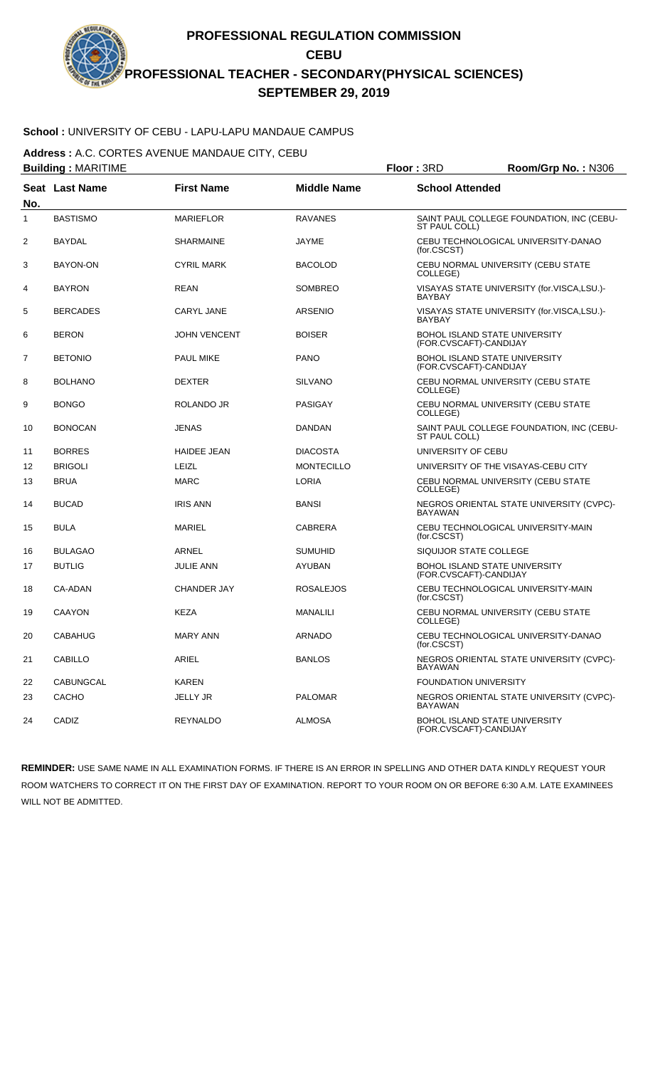# PROFESSIONAL REGULATION COMMISSION

## CEBU

## PROFESSIONAL TEACHER - SECONDARY(PHYSICAL SCIENCES)

## SEPTEMBER 29, 2019

**School :** UNIVERSITY OF CEBU - LAPU-LAPU MANDAUE CAMPUS

**Address :** A.C. CORTES AVENUE MANDAUE CITY, CEBU

**Building :** MARITIME **Floor :** 3RD **Room/Grp No. :** N306

| Seat No. | Last Name | First Name | Middle Name | School Attended |
|---|---|---|---|---|
| 1 | BASTISMO | MARIEFLOR | RAVANES | SAINT PAUL COLLEGE FOUNDATION, INC (CEBU-ST PAUL COLL) |
| 2 | BAYDAL | SHARMAINE | JAYME | CEBU TECHNOLOGICAL UNIVERSITY-DANAO (for.CSCST) |
| 3 | BAYON-ON | CYRIL MARK | BACOLOD | CEBU NORMAL UNIVERSITY (CEBU STATE COLLEGE) |
| 4 | BAYRON | REAN | SOMBREO | VISAYAS STATE UNIVERSITY (for.VISCA,LSU.)-BAYBAY |
| 5 | BERCADES | CARYL JANE | ARSENIO | VISAYAS STATE UNIVERSITY (for.VISCA,LSU.)-BAYBAY |
| 6 | BERON | JOHN VENCENT | BOISER | BOHOL ISLAND STATE UNIVERSITY (FOR.CVSCAFT)-CANDIJAY |
| 7 | BETONIO | PAUL MIKE | PANO | BOHOL ISLAND STATE UNIVERSITY (FOR.CVSCAFT)-CANDIJAY |
| 8 | BOLHANO | DEXTER | SILVANO | CEBU NORMAL UNIVERSITY (CEBU STATE COLLEGE) |
| 9 | BONGO | ROLANDO JR | PASIGAY | CEBU NORMAL UNIVERSITY (CEBU STATE COLLEGE) |
| 10 | BONOCAN | JENAS | DANDAN | SAINT PAUL COLLEGE FOUNDATION, INC (CEBU-ST PAUL COLL) |
| 11 | BORRES | HAIDEE JEAN | DIACOSTA | UNIVERSITY OF CEBU |
| 12 | BRIGOLI | LEIZL | MONTECILLO | UNIVERSITY OF THE VISAYAS-CEBU CITY |
| 13 | BRUA | MARC | LORIA | CEBU NORMAL UNIVERSITY (CEBU STATE COLLEGE) |
| 14 | BUCAD | IRIS ANN | BANSI | NEGROS ORIENTAL STATE UNIVERSITY (CVPC)-BAYAWAN |
| 15 | BULA | MARIEL | CABRERA | CEBU TECHNOLOGICAL UNIVERSITY-MAIN (for.CSCST) |
| 16 | BULAGAO | ARNEL | SUMUHID | SIQUIJOR STATE COLLEGE |
| 17 | BUTLIG | JULIE ANN | AYUBAN | BOHOL ISLAND STATE UNIVERSITY (FOR.CVSCAFT)-CANDIJAY |
| 18 | CA-ADAN | CHANDER JAY | ROSALEJOS | CEBU TECHNOLOGICAL UNIVERSITY-MAIN (for.CSCST) |
| 19 | CAAYON | KEZA | MANALILI | CEBU NORMAL UNIVERSITY (CEBU STATE COLLEGE) |
| 20 | CABAHUG | MARY ANN | ARNADO | CEBU TECHNOLOGICAL UNIVERSITY-DANAO (for.CSCST) |
| 21 | CABILLO | ARIEL | BANLOS | NEGROS ORIENTAL STATE UNIVERSITY (CVPC)-BAYAWAN |
| 22 | CABUNGCAL | KAREN | | FOUNDATION UNIVERSITY |
| 23 | CACHO | JELLY JR | PALOMAR | NEGROS ORIENTAL STATE UNIVERSITY (CVPC)-BAYAWAN |
| 24 | CADIZ | REYNALDO | ALMOSA | BOHOL ISLAND STATE UNIVERSITY (FOR.CVSCAFT)-CANDIJAY |

**REMINDER:** USE SAME NAME IN ALL EXAMINATION FORMS. IF THERE IS AN ERROR IN SPELLING AND OTHER DATA KINDLY REQUEST YOUR ROOM WATCHERS TO CORRECT IT ON THE FIRST DAY OF EXAMINATION. REPORT TO YOUR ROOM ON OR BEFORE 6:30 A.M. LATE EXAMINEES WILL NOT BE ADMITTED.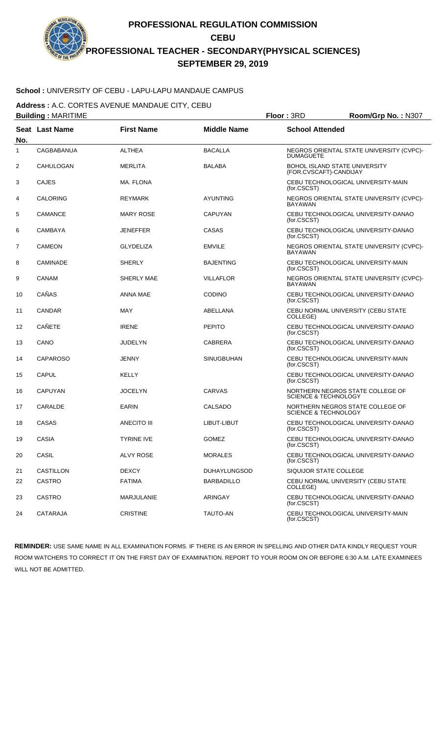# PROFESSIONAL REGULATION COMMISSION

## CEBU

## PROFESSIONAL TEACHER - SECONDARY(PHYSICAL SCIENCES)

## SEPTEMBER 29, 2019

**School :** UNIVERSITY OF CEBU - LAPU-LAPU MANDAUE CAMPUS

**Address :** A.C. CORTES AVENUE MANDAUE CITY, CEBU

**Building :** MARITIME **Floor :** 3RD **Room/Grp No. :** N307

| Seat No. | Last Name | First Name | Middle Name | School Attended |
|---|---|---|---|---|
| 1 | CAGBABANUA | ALTHEA | BACALLA | NEGROS ORIENTAL STATE UNIVERSITY (CVPC)-DUMAGUETE |
| 2 | CAHULOGAN | MERLITA | BALABA | BOHOL ISLAND STATE UNIVERSITY (FOR.CVSCAFT)-CANDIJAY |
| 3 | CAJES | MA. FLONA | | CEBU TECHNOLOGICAL UNIVERSITY-MAIN (for.CSCST) |
| 4 | CALORING | REYMARK | AYUNTING | NEGROS ORIENTAL STATE UNIVERSITY (CVPC)-BAYAWAN |
| 5 | CAMANCE | MARY ROSE | CAPUYAN | CEBU TECHNOLOGICAL UNIVERSITY-DANAO (for.CSCST) |
| 6 | CAMBAYA | JENEFFER | CASAS | CEBU TECHNOLOGICAL UNIVERSITY-DANAO (for.CSCST) |
| 7 | CAMEON | GLYDELIZA | EMVILE | NEGROS ORIENTAL STATE UNIVERSITY (CVPC)-BAYAWAN |
| 8 | CAMINADE | SHERLY | BAJENTING | CEBU TECHNOLOGICAL UNIVERSITY-MAIN (for.CSCST) |
| 9 | CANAM | SHERLY MAE | VILLAFLOR | NEGROS ORIENTAL STATE UNIVERSITY (CVPC)-BAYAWAN |
| 10 | CAÑAS | ANNA MAE | CODINO | CEBU TECHNOLOGICAL UNIVERSITY-DANAO (for.CSCST) |
| 11 | CANDAR | MAY | ABELLANA | CEBU NORMAL UNIVERSITY (CEBU STATE COLLEGE) |
| 12 | CAÑETE | IRENE | PEPITO | CEBU TECHNOLOGICAL UNIVERSITY-DANAO (for.CSCST) |
| 13 | CANO | JUDELYN | CABRERA | CEBU TECHNOLOGICAL UNIVERSITY-DANAO (for.CSCST) |
| 14 | CAPAROSO | JENNY | SINUGBUHAN | CEBU TECHNOLOGICAL UNIVERSITY-MAIN (for.CSCST) |
| 15 | CAPUL | KELLY | | CEBU TECHNOLOGICAL UNIVERSITY-DANAO (for.CSCST) |
| 16 | CAPUYAN | JOCELYN | CARVAS | NORTHERN NEGROS STATE COLLEGE OF SCIENCE & TECHNOLOGY |
| 17 | CARALDE | EARIN | CALSADO | NORTHERN NEGROS STATE COLLEGE OF SCIENCE & TECHNOLOGY |
| 18 | CASAS | ANECITO III | LIBUT-LIBUT | CEBU TECHNOLOGICAL UNIVERSITY-DANAO (for.CSCST) |
| 19 | CASIA | TYRINE IVE | GOMEZ | CEBU TECHNOLOGICAL UNIVERSITY-DANAO (for.CSCST) |
| 20 | CASIL | ALVY ROSE | MORALES | CEBU TECHNOLOGICAL UNIVERSITY-DANAO (for.CSCST) |
| 21 | CASTILLON | DEXCY | DUHAYLUNGSOD | SIQUIJOR STATE COLLEGE |
| 22 | CASTRO | FATIMA | BARBADILLO | CEBU NORMAL UNIVERSITY (CEBU STATE COLLEGE) |
| 23 | CASTRO | MARJULANIE | ARINGAY | CEBU TECHNOLOGICAL UNIVERSITY-DANAO (for.CSCST) |
| 24 | CATARAJA | CRISTINE | TAUTO-AN | CEBU TECHNOLOGICAL UNIVERSITY-MAIN (for.CSCST) |

**REMINDER:** USE SAME NAME IN ALL EXAMINATION FORMS. IF THERE IS AN ERROR IN SPELLING AND OTHER DATA KINDLY REQUEST YOUR ROOM WATCHERS TO CORRECT IT ON THE FIRST DAY OF EXAMINATION. REPORT TO YOUR ROOM ON OR BEFORE 6:30 A.M. LATE EXAMINEES WILL NOT BE ADMITTED.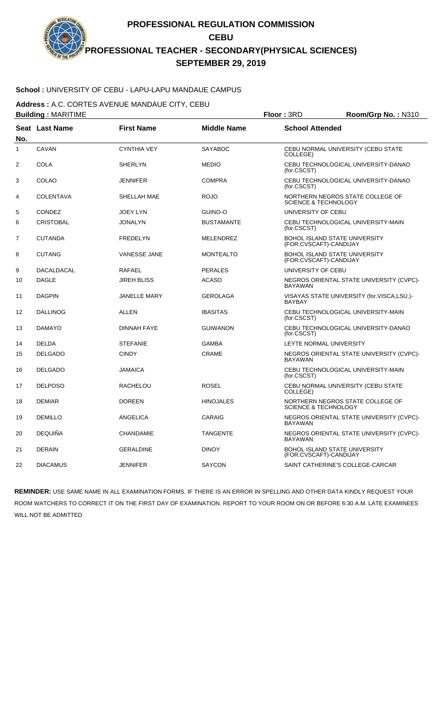# PROFESSIONAL REGULATION COMMISSION

## CEBU

## PROFESSIONAL TEACHER - SECONDARY(PHYSICAL SCIENCES)

## SEPTEMBER 29, 2019

**School :** UNIVERSITY OF CEBU - LAPU-LAPU MANDAUE CAMPUS

**Address :** A.C. CORTES AVENUE MANDAUE CITY, CEBU

**Building :** MARITIME **Floor :** 3RD **Room/Grp No. :** N310

| Seat No. | Last Name | First Name | Middle Name | School Attended |
|---|---|---|---|---|
| 1 | CAVAN | CYNTHIA VEY | SAYABOC | CEBU NORMAL UNIVERSITY (CEBU STATE COLLEGE) |
| 2 | COLA | SHERLYN | MEDIO | CEBU TECHNOLOGICAL UNIVERSITY-DANAO (for.CSCST) |
| 3 | COLAO | JENNIFER | COMPRA | CEBU TECHNOLOGICAL UNIVERSITY-DANAO (for.CSCST) |
| 4 | COLENTAVA | SHELLAH MAE | ROJO | NORTHERN NEGROS STATE COLLEGE OF SCIENCE & TECHNOLOGY |
| 5 | CONDEZ | JOEY LYN | GUINO-O | UNIVERSITY OF CEBU |
| 6 | CRISTOBAL | JONALYN | BUSTAMANTE | CEBU TECHNOLOGICAL UNIVERSITY-MAIN (for.CSCST) |
| 7 | CUTANDA | FREDELYN | MELENDREZ | BOHOL ISLAND STATE UNIVERSITY (FOR.CVSCAFT)-CANDIJAY |
| 8 | CUTANG | VANESSE JANE | MONTEALTO | BOHOL ISLAND STATE UNIVERSITY (FOR.CVSCAFT)-CANDIJAY |
| 9 | DACALDACAL | RAFAEL | PERALES | UNIVERSITY OF CEBU |
| 10 | DAGLE | JIREH BLISS | ACASO | NEGROS ORIENTAL STATE UNIVERSITY (CVPC)-BAYAWAN |
| 11 | DAGPIN | JANELLE MARY | GEROLAGA | VISAYAS STATE UNIVERSITY (for.VISCA,LSU.)-BAYBAY |
| 12 | DALLINOG | ALLEN | IBASITAS | CEBU TECHNOLOGICAL UNIVERSITY-MAIN (for.CSCST) |
| 13 | DAMAYO | DINNAH FAYE | GUIWANON | CEBU TECHNOLOGICAL UNIVERSITY-DANAO (for.CSCST) |
| 14 | DELDA | STEFANIE | GAMBA | LEYTE NORMAL UNIVERSITY |
| 15 | DELGADO | CINDY | CRAME | NEGROS ORIENTAL STATE UNIVERSITY (CVPC)-BAYAWAN |
| 16 | DELGADO | JAMAICA | | CEBU TECHNOLOGICAL UNIVERSITY-MAIN (for.CSCST) |
| 17 | DELPOSO | RACHELOU | ROSEL | CEBU NORMAL UNIVERSITY (CEBU STATE COLLEGE) |
| 18 | DEMIAR | DOREEN | HINOJALES | NORTHERN NEGROS STATE COLLEGE OF SCIENCE & TECHNOLOGY |
| 19 | DEMILLO | ANGELICA | CARAIG | NEGROS ORIENTAL STATE UNIVERSITY (CVPC)-BAYAWAN |
| 20 | DEQUIÑA | CHANDAMIE | TANGENTE | NEGROS ORIENTAL STATE UNIVERSITY (CVPC)-BAYAWAN |
| 21 | DERAIN | GERALDINE | DINOY | BOHOL ISLAND STATE UNIVERSITY (FOR.CVSCAFT)-CANDIJAY |
| 22 | DIACAMUS | JENNIFER | SAYCON | SAINT CATHERINE'S COLLEGE-CARCAR |

**REMINDER:** USE SAME NAME IN ALL EXAMINATION FORMS. IF THERE IS AN ERROR IN SPELLING AND OTHER DATA KINDLY REQUEST YOUR ROOM WATCHERS TO CORRECT IT ON THE FIRST DAY OF EXAMINATION. REPORT TO YOUR ROOM ON OR BEFORE 6:30 A.M. LATE EXAMINEES WILL NOT BE ADMITTED.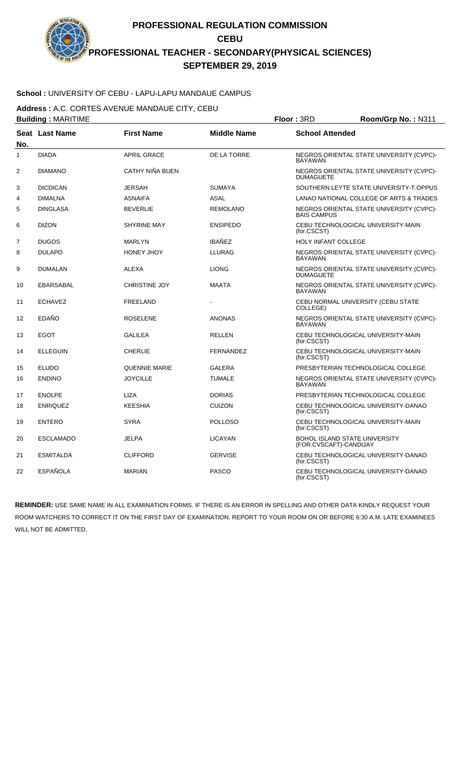# PROFESSIONAL REGULATION COMMISSION
## CEBU
## PROFESSIONAL TEACHER - SECONDARY(PHYSICAL SCIENCES)
## SEPTEMBER 29, 2019

**School :** UNIVERSITY OF CEBU - LAPU-LAPU MANDAUE CAMPUS

**Address :** A.C. CORTES AVENUE MANDAUE CITY, CEBU

**Building :** MARITIME **Floor :** 3RD **Room/Grp No. :** N311

| Seat No. | Last Name | First Name | Middle Name | School Attended |
|---|---|---|---|---|
| 1 | DIADA | APRIL GRACE | DE LA TORRE | NEGROS ORIENTAL STATE UNIVERSITY (CVPC)-BAYAWAN |
| 2 | DIAMANO | CATHY NIÑA BUEN | | NEGROS ORIENTAL STATE UNIVERSITY (CVPC)-DUMAGUETE |
| 3 | DICDICAN | JERSAH | SUMAYA | SOUTHERN LEYTE STATE UNIVERSITY-T.OPPUS |
| 4 | DIMALNA | ASNAIFA | ASAL | LANAO NATIONAL COLLEGE OF ARTS & TRADES |
| 5 | DINGLASA | BEVERLIE | REMOLANO | NEGROS ORIENTAL STATE UNIVERSITY (CVPC)-BAIS CAMPUS |
| 6 | DIZON | SHYRINE MAY | ENSIPEDO | CEBU TECHNOLOGICAL UNIVERSITY-MAIN (for.CSCST) |
| 7 | DUGOS | MARLYN | IBAÑEZ | HOLY INFANT COLLEGE |
| 8 | DULAPO | HONEY JHOY | LLURAG | NEGROS ORIENTAL STATE UNIVERSITY (CVPC)-BAYAWAN |
| 9 | DUMALAN | ALEXA | LIONG | NEGROS ORIENTAL STATE UNIVERSITY (CVPC)-DUMAGUETE |
| 10 | EBARSABAL | CHRISTINE JOY | MAATA | NEGROS ORIENTAL STATE UNIVERSITY (CVPC)-BAYAWAN |
| 11 | ECHAVEZ | FREELAND | - | CEBU NORMAL UNIVERSITY (CEBU STATE COLLEGE) |
| 12 | EDAÑO | ROSELENE | ANONAS | NEGROS ORIENTAL STATE UNIVERSITY (CVPC)-BAYAWAN |
| 13 | EGOT | GALILEA | RELLEN | CEBU TECHNOLOGICAL UNIVERSITY-MAIN (for.CSCST) |
| 14 | ELLEGUIN | CHERLIE | FERNANDEZ | CEBU TECHNOLOGICAL UNIVERSITY-MAIN (for.CSCST) |
| 15 | ELUDO | QUENNIE MARIE | GALERA | PRESBYTERIAN TECHNOLOGICAL COLLEGE |
| 16 | ENDINO | JOYCILLE | TUMALE | NEGROS ORIENTAL STATE UNIVERSITY (CVPC)-BAYAWAN |
| 17 | ENOLPE | LIZA | DORIAS | PRESBYTERIAN TECHNOLOGICAL COLLEGE |
| 18 | ENRIQUEZ | KEESHIA | CUIZON | CEBU TECHNOLOGICAL UNIVERSITY-DANAO (for.CSCST) |
| 19 | ENTERO | SYRA | POLLOSO | CEBU TECHNOLOGICAL UNIVERSITY-MAIN (for.CSCST) |
| 20 | ESCLAMADO | JELPA | LICAYAN | BOHOL ISLAND STATE UNIVERSITY (FOR.CVSCAFT)-CANDIJAY |
| 21 | ESMITALDA | CLIFFORD | GERVISE | CEBU TECHNOLOGICAL UNIVERSITY-DANAO (for.CSCST) |
| 22 | ESPAÑOLA | MARIAN | PASCO | CEBU TECHNOLOGICAL UNIVERSITY-DANAO (for.CSCST) |

**REMINDER:** USE SAME NAME IN ALL EXAMINATION FORMS. IF THERE IS AN ERROR IN SPELLING AND OTHER DATA KINDLY REQUEST YOUR ROOM WATCHERS TO CORRECT IT ON THE FIRST DAY OF EXAMINATION. REPORT TO YOUR ROOM ON OR BEFORE 6:30 A.M. LATE EXAMINEES WILL NOT BE ADMITTED.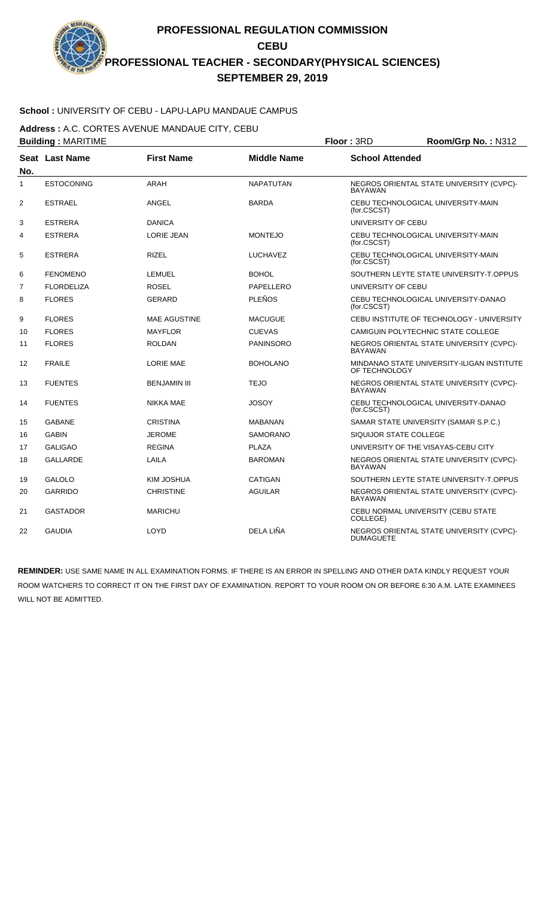# PROFESSIONAL REGULATION COMMISSION

## CEBU

## PROFESSIONAL TEACHER - SECONDARY(PHYSICAL SCIENCES)

## SEPTEMBER 29, 2019

**School :** UNIVERSITY OF CEBU - LAPU-LAPU MANDAUE CAMPUS

**Address :** A.C. CORTES AVENUE MANDAUE CITY, CEBU

**Building :** MARITIME **Floor :** 3RD **Room/Grp No. :** N312

| Seat No. | Last Name | First Name | Middle Name | School Attended |
|---|---|---|---|---|
| 1 | ESTOCONING | ARAH | NAPATUTAN | NEGROS ORIENTAL STATE UNIVERSITY (CVPC)-BAYAWAN |
| 2 | ESTRAEL | ANGEL | BARDA | CEBU TECHNOLOGICAL UNIVERSITY-MAIN (for.CSCST) |
| 3 | ESTRERA | DANICA | | UNIVERSITY OF CEBU |
| 4 | ESTRERA | LORIE JEAN | MONTEJO | CEBU TECHNOLOGICAL UNIVERSITY-MAIN (for.CSCST) |
| 5 | ESTRERA | RIZEL | LUCHAVEZ | CEBU TECHNOLOGICAL UNIVERSITY-MAIN (for.CSCST) |
| 6 | FENOMENO | LEMUEL | BOHOL | SOUTHERN LEYTE STATE UNIVERSITY-T.OPPUS |
| 7 | FLORDELIZA | ROSEL | PAPELLERO | UNIVERSITY OF CEBU |
| 8 | FLORES | GERARD | PLEÑOS | CEBU TECHNOLOGICAL UNIVERSITY-DANAO (for.CSCST) |
| 9 | FLORES | MAE AGUSTINE | MACUGUE | CEBU INSTITUTE OF TECHNOLOGY - UNIVERSITY |
| 10 | FLORES | MAYFLOR | CUEVAS | CAMIGUIN POLYTECHNIC STATE COLLEGE |
| 11 | FLORES | ROLDAN | PANINSORO | NEGROS ORIENTAL STATE UNIVERSITY (CVPC)-BAYAWAN |
| 12 | FRAILE | LORIE MAE | BOHOLANO | MINDANAO STATE UNIVERSITY-ILIGAN INSTITUTE OF TECHNOLOGY |
| 13 | FUENTES | BENJAMIN III | TEJO | NEGROS ORIENTAL STATE UNIVERSITY (CVPC)-BAYAWAN |
| 14 | FUENTES | NIKKA MAE | JOSOY | CEBU TECHNOLOGICAL UNIVERSITY-DANAO (for.CSCST) |
| 15 | GABANE | CRISTINA | MABANAN | SAMAR STATE UNIVERSITY (SAMAR S.P.C.) |
| 16 | GABIN | JEROME | SAMORANO | SIQUIJOR STATE COLLEGE |
| 17 | GALIGAO | REGINA | PLAZA | UNIVERSITY OF THE VISAYAS-CEBU CITY |
| 18 | GALLARDE | LAILA | BAROMAN | NEGROS ORIENTAL STATE UNIVERSITY (CVPC)-BAYAWAN |
| 19 | GALOLO | KIM JOSHUA | CATIGAN | SOUTHERN LEYTE STATE UNIVERSITY-T.OPPUS |
| 20 | GARRIDO | CHRISTINE | AGUILAR | NEGROS ORIENTAL STATE UNIVERSITY (CVPC)-BAYAWAN |
| 21 | GASTADOR | MARICHU | | CEBU NORMAL UNIVERSITY (CEBU STATE COLLEGE) |
| 22 | GAUDIA | LOYD | DELA LIÑA | NEGROS ORIENTAL STATE UNIVERSITY (CVPC)-DUMAGUETE |

**REMINDER:** USE SAME NAME IN ALL EXAMINATION FORMS. IF THERE IS AN ERROR IN SPELLING AND OTHER DATA KINDLY REQUEST YOUR ROOM WATCHERS TO CORRECT IT ON THE FIRST DAY OF EXAMINATION. REPORT TO YOUR ROOM ON OR BEFORE 6:30 A.M. LATE EXAMINEES WILL NOT BE ADMITTED.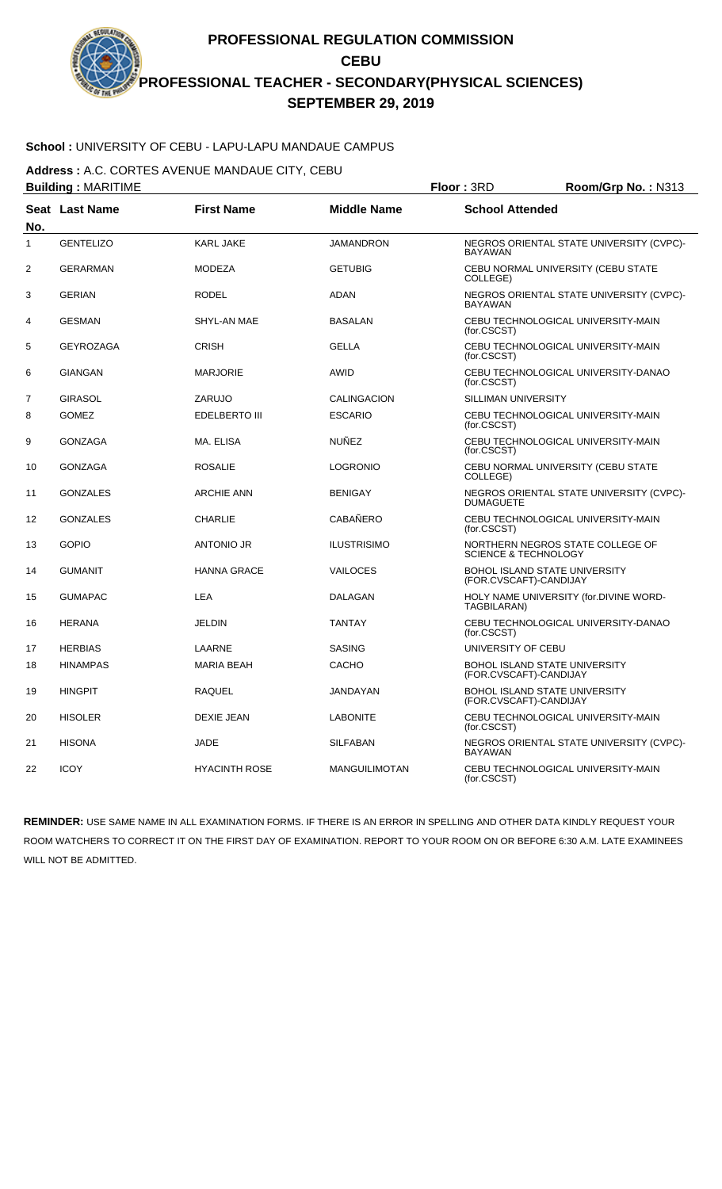# PROFESSIONAL REGULATION COMMISSION

## CEBU

## PROFESSIONAL TEACHER - SECONDARY(PHYSICAL SCIENCES)

## SEPTEMBER 29, 2019

**School :** UNIVERSITY OF CEBU - LAPU-LAPU MANDAUE CAMPUS

**Address :** A.C. CORTES AVENUE MANDAUE CITY, CEBU

**Building :** MARITIME **Floor :** 3RD **Room/Grp No. :** N313

| Seat No. | Last Name | First Name | Middle Name | School Attended |
|---|---|---|---|---|
| 1 | GENTELIZO | KARL JAKE | JAMANDRON | NEGROS ORIENTAL STATE UNIVERSITY (CVPC)-BAYAWAN |
| 2 | GERARMAN | MODEZA | GETUBIG | CEBU NORMAL UNIVERSITY (CEBU STATE COLLEGE) |
| 3 | GERIAN | RODEL | ADAN | NEGROS ORIENTAL STATE UNIVERSITY (CVPC)-BAYAWAN |
| 4 | GESMAN | SHYL-AN MAE | BASALAN | CEBU TECHNOLOGICAL UNIVERSITY-MAIN (for.CSCST) |
| 5 | GEYROZAGA | CRISH | GELLA | CEBU TECHNOLOGICAL UNIVERSITY-MAIN (for.CSCST) |
| 6 | GIANGAN | MARJORIE | AWID | CEBU TECHNOLOGICAL UNIVERSITY-DANAO (for.CSCST) |
| 7 | GIRASOL | ZARUJO | CALINGACION | SILLIMAN UNIVERSITY |
| 8 | GOMEZ | EDELBERTO III | ESCARIO | CEBU TECHNOLOGICAL UNIVERSITY-MAIN (for.CSCST) |
| 9 | GONZAGA | MA. ELISA | NUÑEZ | CEBU TECHNOLOGICAL UNIVERSITY-MAIN (for.CSCST) |
| 10 | GONZAGA | ROSALIE | LOGRONIO | CEBU NORMAL UNIVERSITY (CEBU STATE COLLEGE) |
| 11 | GONZALES | ARCHIE ANN | BENIGAY | NEGROS ORIENTAL STATE UNIVERSITY (CVPC)-DUMAGUETE |
| 12 | GONZALES | CHARLIE | CABAÑERO | CEBU TECHNOLOGICAL UNIVERSITY-MAIN (for.CSCST) |
| 13 | GOPIO | ANTONIO JR | ILUSTRISIMO | NORTHERN NEGROS STATE COLLEGE OF SCIENCE & TECHNOLOGY |
| 14 | GUMANIT | HANNA GRACE | VAILOCES | BOHOL ISLAND STATE UNIVERSITY (FOR.CVSCAFT)-CANDIJAY |
| 15 | GUMAPAC | LEA | DALAGAN | HOLY NAME UNIVERSITY (for.DIVINE WORD-TAGBILARAN) |
| 16 | HERANA | JELDIN | TANTAY | CEBU TECHNOLOGICAL UNIVERSITY-DANAO (for.CSCST) |
| 17 | HERBIAS | LAARNE | SASING | UNIVERSITY OF CEBU |
| 18 | HINAMPAS | MARIA BEAH | CACHO | BOHOL ISLAND STATE UNIVERSITY (FOR.CVSCAFT)-CANDIJAY |
| 19 | HINGPIT | RAQUEL | JANDAYAN | BOHOL ISLAND STATE UNIVERSITY (FOR.CVSCAFT)-CANDIJAY |
| 20 | HISOLER | DEXIE JEAN | LABONITE | CEBU TECHNOLOGICAL UNIVERSITY-MAIN (for.CSCST) |
| 21 | HISONA | JADE | SILFABAN | NEGROS ORIENTAL STATE UNIVERSITY (CVPC)-BAYAWAN |
| 22 | ICOY | HYACINTH ROSE | MANGUILIMOTAN | CEBU TECHNOLOGICAL UNIVERSITY-MAIN (for.CSCST) |

**REMINDER:** USE SAME NAME IN ALL EXAMINATION FORMS. IF THERE IS AN ERROR IN SPELLING AND OTHER DATA KINDLY REQUEST YOUR ROOM WATCHERS TO CORRECT IT ON THE FIRST DAY OF EXAMINATION. REPORT TO YOUR ROOM ON OR BEFORE 6:30 A.M. LATE EXAMINEES WILL NOT BE ADMITTED.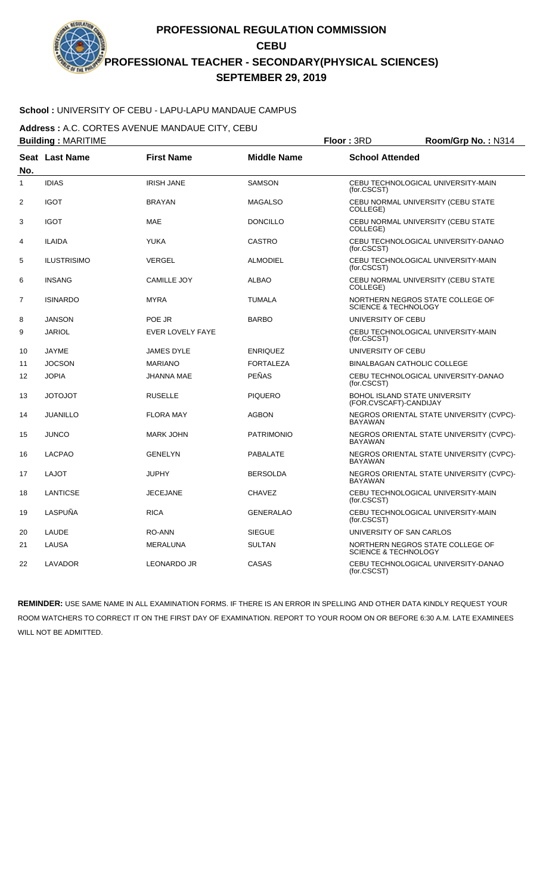# PROFESSIONAL REGULATION COMMISSION

## CEBU

## PROFESSIONAL TEACHER - SECONDARY(PHYSICAL SCIENCES)

## SEPTEMBER 29, 2019

**School :** UNIVERSITY OF CEBU - LAPU-LAPU MANDAUE CAMPUS

**Address :** A.C. CORTES AVENUE MANDAUE CITY, CEBU

**Building :** MARITIME **Floor :** 3RD **Room/Grp No. :** N314

| Seat No. | Last Name | First Name | Middle Name | School Attended |
|---|---|---|---|---|
| 1 | IDIAS | IRISH JANE | SAMSON | CEBU TECHNOLOGICAL UNIVERSITY-MAIN (for.CSCST) |
| 2 | IGOT | BRAYAN | MAGALSO | CEBU NORMAL UNIVERSITY (CEBU STATE COLLEGE) |
| 3 | IGOT | MAE | DONCILLO | CEBU NORMAL UNIVERSITY (CEBU STATE COLLEGE) |
| 4 | ILAIDA | YUKA | CASTRO | CEBU TECHNOLOGICAL UNIVERSITY-DANAO (for.CSCST) |
| 5 | ILUSTRISIMO | VERGEL | ALMODIEL | CEBU TECHNOLOGICAL UNIVERSITY-MAIN (for.CSCST) |
| 6 | INSANG | CAMILLE JOY | ALBAO | CEBU NORMAL UNIVERSITY (CEBU STATE COLLEGE) |
| 7 | ISINARDO | MYRA | TUMALA | NORTHERN NEGROS STATE COLLEGE OF SCIENCE & TECHNOLOGY |
| 8 | JANSON | POE JR | BARBO | UNIVERSITY OF CEBU |
| 9 | JARIOL | EVER LOVELY FAYE | | CEBU TECHNOLOGICAL UNIVERSITY-MAIN (for.CSCST) |
| 10 | JAYME | JAMES DYLE | ENRIQUEZ | UNIVERSITY OF CEBU |
| 11 | JOCSON | MARIANO | FORTALEZA | BINALBAGAN CATHOLIC COLLEGE |
| 12 | JOPIA | JHANNA MAE | PEÑAS | CEBU TECHNOLOGICAL UNIVERSITY-DANAO (for.CSCST) |
| 13 | JOTOJOT | RUSELLE | PIQUERO | BOHOL ISLAND STATE UNIVERSITY (FOR.CVSCAFT)-CANDIJAY |
| 14 | JUANILLO | FLORA MAY | AGBON | NEGROS ORIENTAL STATE UNIVERSITY (CVPC)-BAYAWAN |
| 15 | JUNCO | MARK JOHN | PATRIMONIO | NEGROS ORIENTAL STATE UNIVERSITY (CVPC)-BAYAWAN |
| 16 | LACPAO | GENELYN | PABALATE | NEGROS ORIENTAL STATE UNIVERSITY (CVPC)-BAYAWAN |
| 17 | LAJOT | JUPHY | BERSOLDA | NEGROS ORIENTAL STATE UNIVERSITY (CVPC)-BAYAWAN |
| 18 | LANTICSE | JECEJANE | CHAVEZ | CEBU TECHNOLOGICAL UNIVERSITY-MAIN (for.CSCST) |
| 19 | LASPUÑA | RICA | GENERALAO | CEBU TECHNOLOGICAL UNIVERSITY-MAIN (for.CSCST) |
| 20 | LAUDE | RO-ANN | SIEGUE | UNIVERSITY OF SAN CARLOS |
| 21 | LAUSA | MERALUNA | SULTAN | NORTHERN NEGROS STATE COLLEGE OF SCIENCE & TECHNOLOGY |
| 22 | LAVADOR | LEONARDO JR | CASAS | CEBU TECHNOLOGICAL UNIVERSITY-DANAO (for.CSCST) |

**REMINDER:** USE SAME NAME IN ALL EXAMINATION FORMS. IF THERE IS AN ERROR IN SPELLING AND OTHER DATA KINDLY REQUEST YOUR ROOM WATCHERS TO CORRECT IT ON THE FIRST DAY OF EXAMINATION. REPORT TO YOUR ROOM ON OR BEFORE 6:30 A.M. LATE EXAMINEES WILL NOT BE ADMITTED.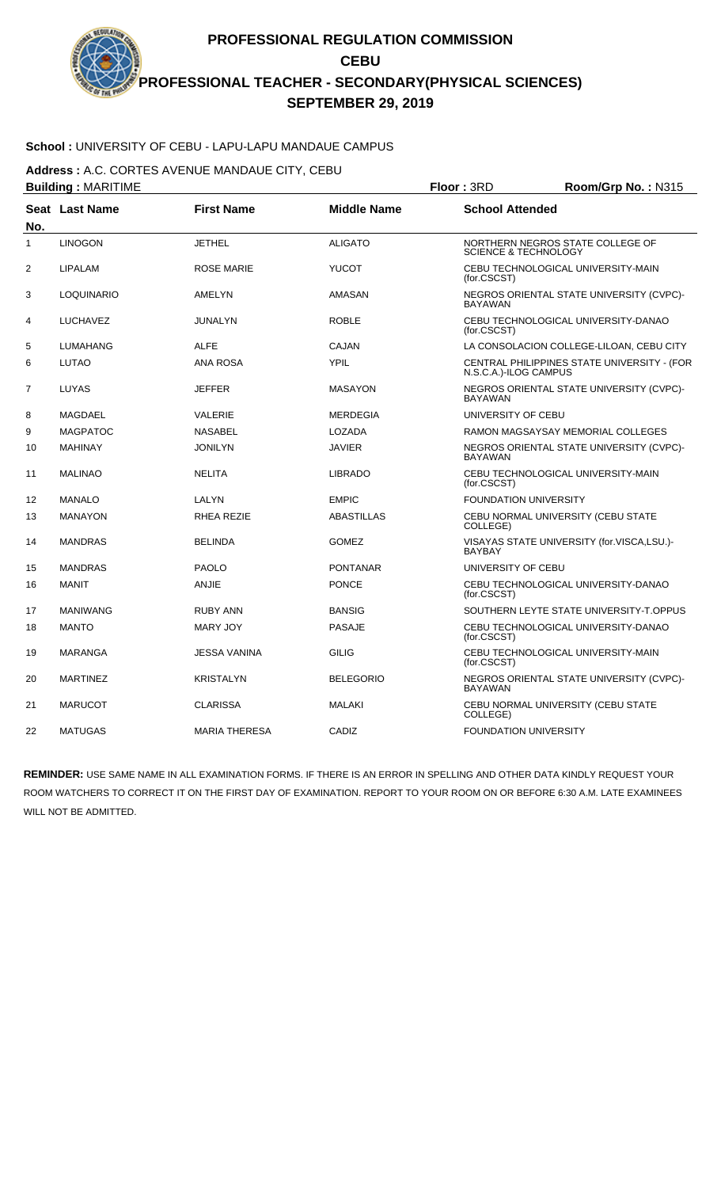# PROFESSIONAL REGULATION COMMISSION

## CEBU

## PROFESSIONAL TEACHER - SECONDARY(PHYSICAL SCIENCES)

## SEPTEMBER 29, 2019

**School :** UNIVERSITY OF CEBU - LAPU-LAPU MANDAUE CAMPUS

**Address :** A.C. CORTES AVENUE MANDAUE CITY, CEBU

**Building :** MARITIME **Floor :** 3RD **Room/Grp No. :** N315

| Seat No. | Last Name | First Name | Middle Name | School Attended |
|---|---|---|---|---|
| 1 | LINOGON | JETHEL | ALIGATO | NORTHERN NEGROS STATE COLLEGE OF SCIENCE & TECHNOLOGY |
| 2 | LIPALAM | ROSE MARIE | YUCOT | CEBU TECHNOLOGICAL UNIVERSITY-MAIN (for.CSCST) |
| 3 | LOQUINARIO | AMELYN | AMASAN | NEGROS ORIENTAL STATE UNIVERSITY (CVPC)-BAYAWAN |
| 4 | LUCHAVEZ | JUNALYN | ROBLE | CEBU TECHNOLOGICAL UNIVERSITY-DANAO (for.CSCST) |
| 5 | LUMAHANG | ALFE | CAJAN | LA CONSOLACION COLLEGE-LILOAN, CEBU CITY |
| 6 | LUTAO | ANA ROSA | YPIL | CENTRAL PHILIPPINES STATE UNIVERSITY - (FOR N.S.C.A.)-ILOG CAMPUS |
| 7 | LUYAS | JEFFER | MASAYON | NEGROS ORIENTAL STATE UNIVERSITY (CVPC)-BAYAWAN |
| 8 | MAGDAEL | VALERIE | MERDEGIA | UNIVERSITY OF CEBU |
| 9 | MAGPATOC | NASABEL | LOZADA | RAMON MAGSAYSAY MEMORIAL COLLEGES |
| 10 | MAHINAY | JONILYN | JAVIER | NEGROS ORIENTAL STATE UNIVERSITY (CVPC)-BAYAWAN |
| 11 | MALINAO | NELITA | LIBRADO | CEBU TECHNOLOGICAL UNIVERSITY-MAIN (for.CSCST) |
| 12 | MANALO | LALYN | EMPIC | FOUNDATION UNIVERSITY |
| 13 | MANAYON | RHEA REZIE | ABASTILLAS | CEBU NORMAL UNIVERSITY (CEBU STATE COLLEGE) |
| 14 | MANDRAS | BELINDA | GOMEZ | VISAYAS STATE UNIVERSITY (for.VISCA,LSU.)-BAYBAY |
| 15 | MANDRAS | PAOLO | PONTANAR | UNIVERSITY OF CEBU |
| 16 | MANIT | ANJIE | PONCE | CEBU TECHNOLOGICAL UNIVERSITY-DANAO (for.CSCST) |
| 17 | MANIWANG | RUBY ANN | BANSIG | SOUTHERN LEYTE STATE UNIVERSITY-T.OPPUS |
| 18 | MANTO | MARY JOY | PASAJE | CEBU TECHNOLOGICAL UNIVERSITY-DANAO (for.CSCST) |
| 19 | MARANGA | JESSA VANINA | GILIG | CEBU TECHNOLOGICAL UNIVERSITY-MAIN (for.CSCST) |
| 20 | MARTINEZ | KRISTALYN | BELEGORIO | NEGROS ORIENTAL STATE UNIVERSITY (CVPC)-BAYAWAN |
| 21 | MARUCOT | CLARISSA | MALAKI | CEBU NORMAL UNIVERSITY (CEBU STATE COLLEGE) |
| 22 | MATUGAS | MARIA THERESA | CADIZ | FOUNDATION UNIVERSITY |

**REMINDER:** USE SAME NAME IN ALL EXAMINATION FORMS. IF THERE IS AN ERROR IN SPELLING AND OTHER DATA KINDLY REQUEST YOUR ROOM WATCHERS TO CORRECT IT ON THE FIRST DAY OF EXAMINATION. REPORT TO YOUR ROOM ON OR BEFORE 6:30 A.M. LATE EXAMINEES WILL NOT BE ADMITTED.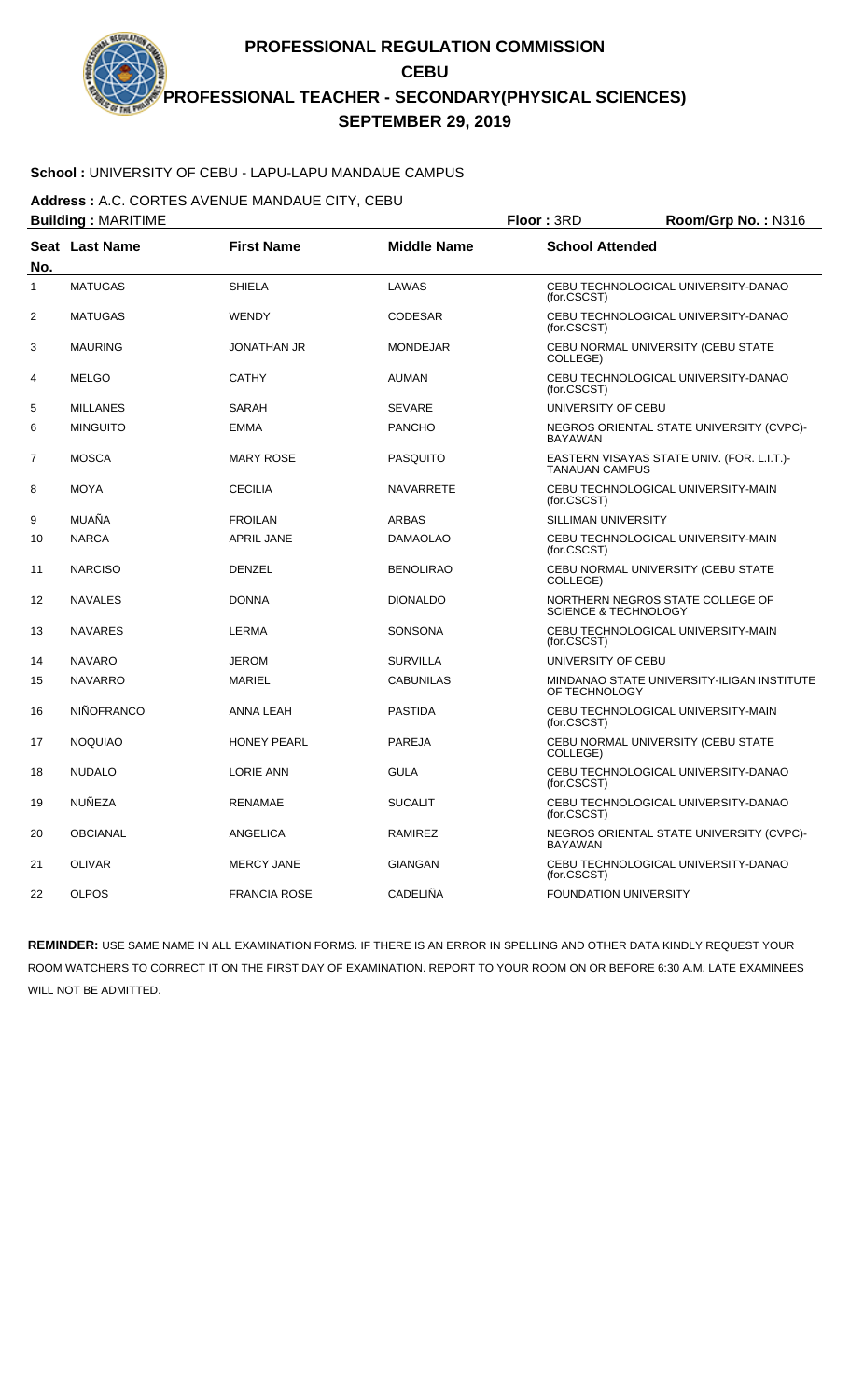# PROFESSIONAL REGULATION COMMISSION
## CEBU
## PROFESSIONAL TEACHER - SECONDARY(PHYSICAL SCIENCES)
## SEPTEMBER 29, 2019

**School :** UNIVERSITY OF CEBU - LAPU-LAPU MANDAUE CAMPUS

**Address :** A.C. CORTES AVENUE MANDAUE CITY, CEBU

**Building :** MARITIME **Floor :** 3RD **Room/Grp No. :** N316

| Seat No. | Last Name | First Name | Middle Name | School Attended |
|---|---|---|---|---|
| 1 | MATUGAS | SHIELA | LAWAS | CEBU TECHNOLOGICAL UNIVERSITY-DANAO (for.CSCST) |
| 2 | MATUGAS | WENDY | CODESAR | CEBU TECHNOLOGICAL UNIVERSITY-DANAO (for.CSCST) |
| 3 | MAURING | JONATHAN JR | MONDEJAR | CEBU NORMAL UNIVERSITY (CEBU STATE COLLEGE) |
| 4 | MELGO | CATHY | AUMAN | CEBU TECHNOLOGICAL UNIVERSITY-DANAO (for.CSCST) |
| 5 | MILLANES | SARAH | SEVARE | UNIVERSITY OF CEBU |
| 6 | MINGUITO | EMMA | PANCHO | NEGROS ORIENTAL STATE UNIVERSITY (CVPC)-BAYAWAN |
| 7 | MOSCA | MARY ROSE | PASQUITO | EASTERN VISAYAS STATE UNIV. (FOR. L.I.T.)-TANAUAN CAMPUS |
| 8 | MOYA | CECILIA | NAVARRETE | CEBU TECHNOLOGICAL UNIVERSITY-MAIN (for.CSCST) |
| 9 | MUAÑA | FROILAN | ARBAS | SILLIMAN UNIVERSITY |
| 10 | NARCA | APRIL JANE | DAMAOLAO | CEBU TECHNOLOGICAL UNIVERSITY-MAIN (for.CSCST) |
| 11 | NARCISO | DENZEL | BENOLIRAO | CEBU NORMAL UNIVERSITY (CEBU STATE COLLEGE) |
| 12 | NAVALES | DONNA | DIONALDO | NORTHERN NEGROS STATE COLLEGE OF SCIENCE & TECHNOLOGY |
| 13 | NAVARES | LERMA | SONSONA | CEBU TECHNOLOGICAL UNIVERSITY-MAIN (for.CSCST) |
| 14 | NAVARO | JEROM | SURVILLA | UNIVERSITY OF CEBU |
| 15 | NAVARRO | MARIEL | CABUNILAS | MINDANAO STATE UNIVERSITY-ILIGAN INSTITUTE OF TECHNOLOGY |
| 16 | NIÑOFRANCO | ANNA LEAH | PASTIDA | CEBU TECHNOLOGICAL UNIVERSITY-MAIN (for.CSCST) |
| 17 | NOQUIAO | HONEY PEARL | PAREJA | CEBU NORMAL UNIVERSITY (CEBU STATE COLLEGE) |
| 18 | NUDALO | LORIE ANN | GULA | CEBU TECHNOLOGICAL UNIVERSITY-DANAO (for.CSCST) |
| 19 | NUÑEZA | RENAMAE | SUCALIT | CEBU TECHNOLOGICAL UNIVERSITY-DANAO (for.CSCST) |
| 20 | OBCIANAL | ANGELICA | RAMIREZ | NEGROS ORIENTAL STATE UNIVERSITY (CVPC)-BAYAWAN |
| 21 | OLIVAR | MERCY JANE | GIANGAN | CEBU TECHNOLOGICAL UNIVERSITY-DANAO (for.CSCST) |
| 22 | OLPOS | FRANCIA ROSE | CADELIÑA | FOUNDATION UNIVERSITY |

**REMINDER:** USE SAME NAME IN ALL EXAMINATION FORMS. IF THERE IS AN ERROR IN SPELLING AND OTHER DATA KINDLY REQUEST YOUR ROOM WATCHERS TO CORRECT IT ON THE FIRST DAY OF EXAMINATION. REPORT TO YOUR ROOM ON OR BEFORE 6:30 A.M. LATE EXAMINEES WILL NOT BE ADMITTED.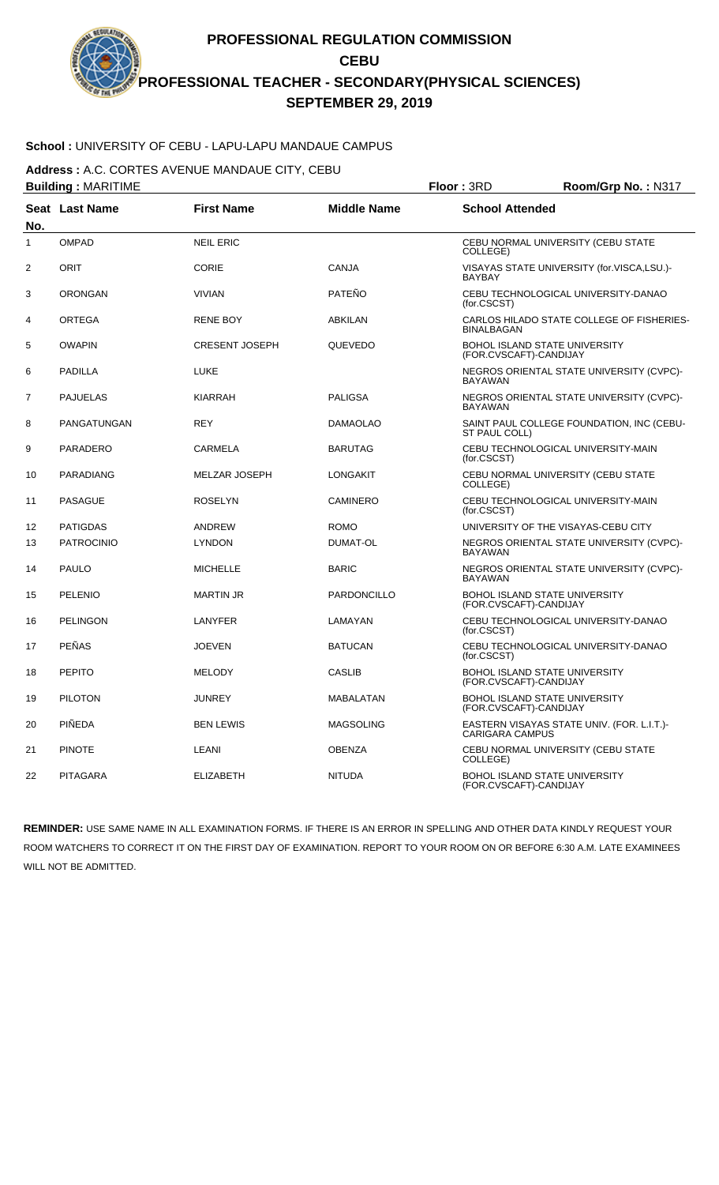# PROFESSIONAL REGULATION COMMISSION
## CEBU
## PROFESSIONAL TEACHER - SECONDARY(PHYSICAL SCIENCES)
## SEPTEMBER 29, 2019

**School :** UNIVERSITY OF CEBU - LAPU-LAPU MANDAUE CAMPUS

**Address :** A.C. CORTES AVENUE MANDAUE CITY, CEBU

**Building :** MARITIME &nbsp;&nbsp;&nbsp; **Floor :** 3RD &nbsp;&nbsp;&nbsp; **Room/Grp No. :** N317

| Seat No. | Last Name | First Name | Middle Name | School Attended |
|---|---|---|---|---|
| 1 | OMPAD | NEIL ERIC | | CEBU NORMAL UNIVERSITY (CEBU STATE COLLEGE) |
| 2 | ORIT | CORIE | CANJA | VISAYAS STATE UNIVERSITY (for.VISCA,LSU.)-BAYBAY |
| 3 | ORONGAN | VIVIAN | PATEÑO | CEBU TECHNOLOGICAL UNIVERSITY-DANAO (for.CSCST) |
| 4 | ORTEGA | RENE BOY | ABKILAN | CARLOS HILADO STATE COLLEGE OF FISHERIES-BINALBAGAN |
| 5 | OWAPIN | CRESENT JOSEPH | QUEVEDO | BOHOL ISLAND STATE UNIVERSITY (FOR.CVSCAFT)-CANDIJAY |
| 6 | PADILLA | LUKE | | NEGROS ORIENTAL STATE UNIVERSITY (CVPC)-BAYAWAN |
| 7 | PAJUELAS | KIARRAH | PALIGSA | NEGROS ORIENTAL STATE UNIVERSITY (CVPC)-BAYAWAN |
| 8 | PANGATUNGAN | REY | DAMAOLAO | SAINT PAUL COLLEGE FOUNDATION, INC (CEBU-ST PAUL COLL) |
| 9 | PARADERO | CARMELA | BARUTAG | CEBU TECHNOLOGICAL UNIVERSITY-MAIN (for.CSCST) |
| 10 | PARADIANG | MELZAR JOSEPH | LONGAKIT | CEBU NORMAL UNIVERSITY (CEBU STATE COLLEGE) |
| 11 | PASAGUE | ROSELYN | CAMINERO | CEBU TECHNOLOGICAL UNIVERSITY-MAIN (for.CSCST) |
| 12 | PATIGDAS | ANDREW | ROMO | UNIVERSITY OF THE VISAYAS-CEBU CITY |
| 13 | PATROCINIO | LYNDON | DUMAT-OL | NEGROS ORIENTAL STATE UNIVERSITY (CVPC)-BAYAWAN |
| 14 | PAULO | MICHELLE | BARIC | NEGROS ORIENTAL STATE UNIVERSITY (CVPC)-BAYAWAN |
| 15 | PELENIO | MARTIN JR | PARDONCILLO | BOHOL ISLAND STATE UNIVERSITY (FOR.CVSCAFT)-CANDIJAY |
| 16 | PELINGON | LANYFER | LAMAYAN | CEBU TECHNOLOGICAL UNIVERSITY-DANAO (for.CSCST) |
| 17 | PEÑAS | JOEVEN | BATUCAN | CEBU TECHNOLOGICAL UNIVERSITY-DANAO (for.CSCST) |
| 18 | PEPITO | MELODY | CASLIB | BOHOL ISLAND STATE UNIVERSITY (FOR.CVSCAFT)-CANDIJAY |
| 19 | PILOTON | JUNREY | MABALATAN | BOHOL ISLAND STATE UNIVERSITY (FOR.CVSCAFT)-CANDIJAY |
| 20 | PIÑEDA | BEN LEWIS | MAGSOLING | EASTERN VISAYAS STATE UNIV. (FOR. L.I.T.)-CARIGARA CAMPUS |
| 21 | PINOTE | LEANI | OBENZA | CEBU NORMAL UNIVERSITY (CEBU STATE COLLEGE) |
| 22 | PITAGARA | ELIZABETH | NITUDA | BOHOL ISLAND STATE UNIVERSITY (FOR.CVSCAFT)-CANDIJAY |

**REMINDER:** USE SAME NAME IN ALL EXAMINATION FORMS. IF THERE IS AN ERROR IN SPELLING AND OTHER DATA KINDLY REQUEST YOUR ROOM WATCHERS TO CORRECT IT ON THE FIRST DAY OF EXAMINATION. REPORT TO YOUR ROOM ON OR BEFORE 6:30 A.M. LATE EXAMINEES WILL NOT BE ADMITTED.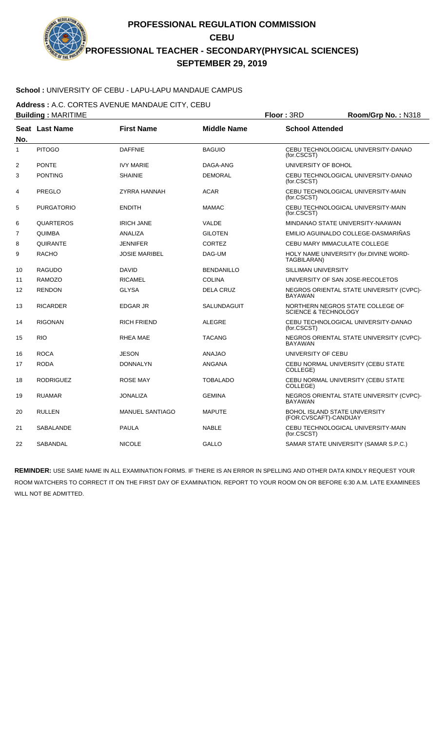# PROFESSIONAL REGULATION COMMISSION

## CEBU

## PROFESSIONAL TEACHER - SECONDARY(PHYSICAL SCIENCES)

## SEPTEMBER 29, 2019

**School :** UNIVERSITY OF CEBU - LAPU-LAPU MANDAUE CAMPUS

**Address :** A.C. CORTES AVENUE MANDAUE CITY, CEBU

**Building :** MARITIME **Floor :** 3RD **Room/Grp No. :** N318

| Seat No. | Last Name | First Name | Middle Name | School Attended |
|---|---|---|---|---|
| 1 | PITOGO | DAFFNIE | BAGUIO | CEBU TECHNOLOGICAL UNIVERSITY-DANAO (for.CSCST) |
| 2 | PONTE | IVY MARIE | DAGA-ANG | UNIVERSITY OF BOHOL |
| 3 | PONTING | SHAINIE | DEMORAL | CEBU TECHNOLOGICAL UNIVERSITY-DANAO (for.CSCST) |
| 4 | PREGLO | ZYRRA HANNAH | ACAR | CEBU TECHNOLOGICAL UNIVERSITY-MAIN (for.CSCST) |
| 5 | PURGATORIO | ENDITH | MAMAC | CEBU TECHNOLOGICAL UNIVERSITY-MAIN (for.CSCST) |
| 6 | QUARTEROS | IRICH JANE | VALDE | MINDANAO STATE UNIVERSITY-NAAWAN |
| 7 | QUIMBA | ANALIZA | GILOTEN | EMILIO AGUINALDO COLLEGE-DASMARIÑAS |
| 8 | QUIRANTE | JENNIFER | CORTEZ | CEBU MARY IMMACULATE COLLEGE |
| 9 | RACHO | JOSIE MARIBEL | DAG-UM | HOLY NAME UNIVERSITY (for.DIVINE WORD-TAGBILARAN) |
| 10 | RAGUDO | DAVID | BENDANILLO | SILLIMAN UNIVERSITY |
| 11 | RAMOZO | RICAMEL | COLINA | UNIVERSITY OF SAN JOSE-RECOLETOS |
| 12 | RENDON | GLYSA | DELA CRUZ | NEGROS ORIENTAL STATE UNIVERSITY (CVPC)-BAYAWAN |
| 13 | RICARDER | EDGAR JR | SALUNDAGUIT | NORTHERN NEGROS STATE COLLEGE OF SCIENCE & TECHNOLOGY |
| 14 | RIGONAN | RICH FRIEND | ALEGRE | CEBU TECHNOLOGICAL UNIVERSITY-DANAO (for.CSCST) |
| 15 | RIO | RHEA MAE | TACANG | NEGROS ORIENTAL STATE UNIVERSITY (CVPC)-BAYAWAN |
| 16 | ROCA | JESON | ANAJAO | UNIVERSITY OF CEBU |
| 17 | RODA | DONNALYN | ANGANA | CEBU NORMAL UNIVERSITY (CEBU STATE COLLEGE) |
| 18 | RODRIGUEZ | ROSE MAY | TOBALADO | CEBU NORMAL UNIVERSITY (CEBU STATE COLLEGE) |
| 19 | RUAMAR | JONALIZA | GEMINA | NEGROS ORIENTAL STATE UNIVERSITY (CVPC)-BAYAWAN |
| 20 | RULLEN | MANUEL SANTIAGO | MAPUTE | BOHOL ISLAND STATE UNIVERSITY (FOR.CVSCAFT)-CANDIJAY |
| 21 | SABALANDE | PAULA | NABLE | CEBU TECHNOLOGICAL UNIVERSITY-MAIN (for.CSCST) |
| 22 | SABANDAL | NICOLE | GALLO | SAMAR STATE UNIVERSITY (SAMAR S.P.C.) |

**REMINDER:** USE SAME NAME IN ALL EXAMINATION FORMS. IF THERE IS AN ERROR IN SPELLING AND OTHER DATA KINDLY REQUEST YOUR ROOM WATCHERS TO CORRECT IT ON THE FIRST DAY OF EXAMINATION. REPORT TO YOUR ROOM ON OR BEFORE 6:30 A.M. LATE EXAMINEES WILL NOT BE ADMITTED.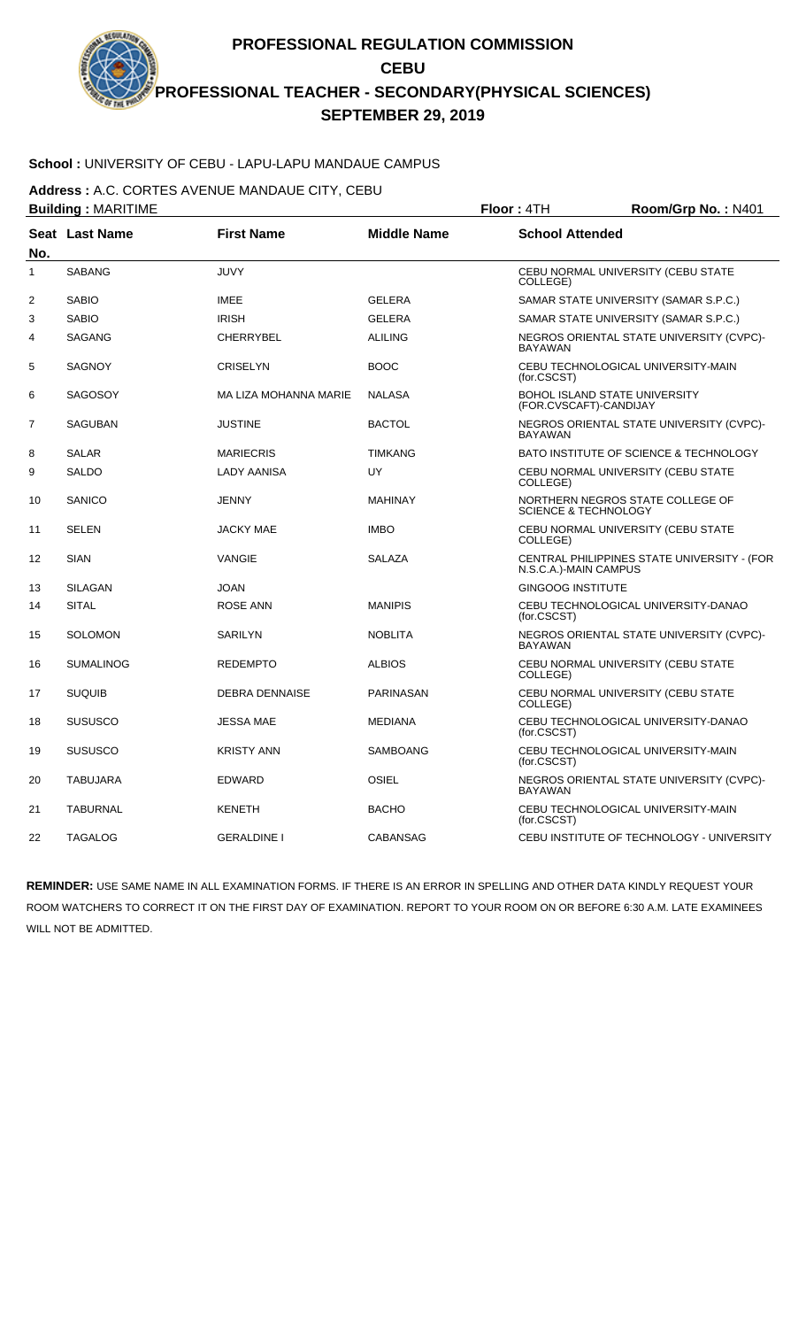# PROFESSIONAL REGULATION COMMISSION
## CEBU
## PROFESSIONAL TEACHER - SECONDARY(PHYSICAL SCIENCES)
## SEPTEMBER 29, 2019

**School :** UNIVERSITY OF CEBU - LAPU-LAPU MANDAUE CAMPUS

**Address :** A.C. CORTES AVENUE MANDAUE CITY, CEBU

**Building :** MARITIME **Floor :** 4TH **Room/Grp No. :** N401

| Seat No. | Last Name | First Name | Middle Name | School Attended |
|---|---|---|---|---|
| 1 | SABANG | JUVY | | CEBU NORMAL UNIVERSITY (CEBU STATE COLLEGE) |
| 2 | SABIO | IMEE | GELERA | SAMAR STATE UNIVERSITY (SAMAR S.P.C.) |
| 3 | SABIO | IRISH | GELERA | SAMAR STATE UNIVERSITY (SAMAR S.P.C.) |
| 4 | SAGANG | CHERRYBEL | ALILING | NEGROS ORIENTAL STATE UNIVERSITY (CVPC)-BAYAWAN |
| 5 | SAGNOY | CRISELYN | BOOC | CEBU TECHNOLOGICAL UNIVERSITY-MAIN (for.CSCST) |
| 6 | SAGOSOY | MA LIZA MOHANNA MARIE | NALASA | BOHOL ISLAND STATE UNIVERSITY (FOR.CVSCAFT)-CANDIJAY |
| 7 | SAGUBAN | JUSTINE | BACTOL | NEGROS ORIENTAL STATE UNIVERSITY (CVPC)-BAYAWAN |
| 8 | SALAR | MARIECRIS | TIMKANG | BATO INSTITUTE OF SCIENCE & TECHNOLOGY |
| 9 | SALDO | LADY AANISA | UY | CEBU NORMAL UNIVERSITY (CEBU STATE COLLEGE) |
| 10 | SANICO | JENNY | MAHINAY | NORTHERN NEGROS STATE COLLEGE OF SCIENCE & TECHNOLOGY |
| 11 | SELEN | JACKY MAE | IMBO | CEBU NORMAL UNIVERSITY (CEBU STATE COLLEGE) |
| 12 | SIAN | VANGIE | SALAZA | CENTRAL PHILIPPINES STATE UNIVERSITY - (FOR N.S.C.A.)-MAIN CAMPUS |
| 13 | SILAGAN | JOAN | | GINGOOG INSTITUTE |
| 14 | SITAL | ROSE ANN | MANIPIS | CEBU TECHNOLOGICAL UNIVERSITY-DANAO (for.CSCST) |
| 15 | SOLOMON | SARILYN | NOBLITA | NEGROS ORIENTAL STATE UNIVERSITY (CVPC)-BAYAWAN |
| 16 | SUMALINOG | REDEMPTO | ALBIOS | CEBU NORMAL UNIVERSITY (CEBU STATE COLLEGE) |
| 17 | SUQUIB | DEBRA DENNAISE | PARINASAN | CEBU NORMAL UNIVERSITY (CEBU STATE COLLEGE) |
| 18 | SUSUSCO | JESSA MAE | MEDIANA | CEBU TECHNOLOGICAL UNIVERSITY-DANAO (for.CSCST) |
| 19 | SUSUSCO | KRISTY ANN | SAMBOANG | CEBU TECHNOLOGICAL UNIVERSITY-MAIN (for.CSCST) |
| 20 | TABUJARA | EDWARD | OSIEL | NEGROS ORIENTAL STATE UNIVERSITY (CVPC)-BAYAWAN |
| 21 | TABURNAL | KENETH | BACHO | CEBU TECHNOLOGICAL UNIVERSITY-MAIN (for.CSCST) |
| 22 | TAGALOG | GERALDINE I | CABANSAG | CEBU INSTITUTE OF TECHNOLOGY - UNIVERSITY |

**REMINDER:** USE SAME NAME IN ALL EXAMINATION FORMS. IF THERE IS AN ERROR IN SPELLING AND OTHER DATA KINDLY REQUEST YOUR ROOM WATCHERS TO CORRECT IT ON THE FIRST DAY OF EXAMINATION. REPORT TO YOUR ROOM ON OR BEFORE 6:30 A.M. LATE EXAMINEES WILL NOT BE ADMITTED.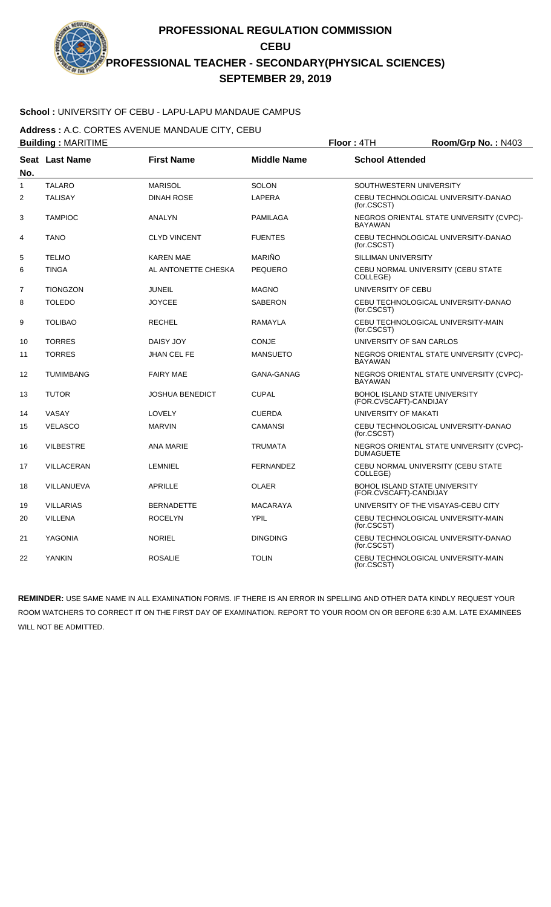# PROFESSIONAL REGULATION COMMISSION
## CEBU
## PROFESSIONAL TEACHER - SECONDARY(PHYSICAL SCIENCES)
## SEPTEMBER 29, 2019

**School :** UNIVERSITY OF CEBU - LAPU-LAPU MANDAUE CAMPUS

**Address :** A.C. CORTES AVENUE MANDAUE CITY, CEBU

**Building :** MARITIME **Floor :** 4TH **Room/Grp No. :** N403

| Seat No. | Last Name | First Name | Middle Name | School Attended |
|---|---|---|---|---|
| 1 | TALARO | MARISOL | SOLON | SOUTHWESTERN UNIVERSITY |
| 2 | TALISAY | DINAH ROSE | LAPERA | CEBU TECHNOLOGICAL UNIVERSITY-DANAO (for.CSCST) |
| 3 | TAMPIOC | ANALYN | PAMILAGA | NEGROS ORIENTAL STATE UNIVERSITY (CVPC)-BAYAWAN |
| 4 | TANO | CLYD VINCENT | FUENTES | CEBU TECHNOLOGICAL UNIVERSITY-DANAO (for.CSCST) |
| 5 | TELMO | KAREN MAE | MARIÑO | SILLIMAN UNIVERSITY |
| 6 | TINGA | AL ANTONETTE CHESKA | PEQUERO | CEBU NORMAL UNIVERSITY (CEBU STATE COLLEGE) |
| 7 | TIONGZON | JUNEIL | MAGNO | UNIVERSITY OF CEBU |
| 8 | TOLEDO | JOYCEE | SABERON | CEBU TECHNOLOGICAL UNIVERSITY-DANAO (for.CSCST) |
| 9 | TOLIBAO | RECHEL | RAMAYLA | CEBU TECHNOLOGICAL UNIVERSITY-MAIN (for.CSCST) |
| 10 | TORRES | DAISY JOY | CONJE | UNIVERSITY OF SAN CARLOS |
| 11 | TORRES | JHAN CEL FE | MANSUETO | NEGROS ORIENTAL STATE UNIVERSITY (CVPC)-BAYAWAN |
| 12 | TUMIMBANG | FAIRY MAE | GANA-GANAG | NEGROS ORIENTAL STATE UNIVERSITY (CVPC)-BAYAWAN |
| 13 | TUTOR | JOSHUA BENEDICT | CUPAL | BOHOL ISLAND STATE UNIVERSITY (FOR.CVSCAFT)-CANDIJAY |
| 14 | VASAY | LOVELY | CUERDA | UNIVERSITY OF MAKATI |
| 15 | VELASCO | MARVIN | CAMANSI | CEBU TECHNOLOGICAL UNIVERSITY-DANAO (for.CSCST) |
| 16 | VILBESTRE | ANA MARIE | TRUMATA | NEGROS ORIENTAL STATE UNIVERSITY (CVPC)-DUMAGUETE |
| 17 | VILLACERAN | LEMNIEL | FERNANDEZ | CEBU NORMAL UNIVERSITY (CEBU STATE COLLEGE) |
| 18 | VILLANUEVA | APRILLE | OLAER | BOHOL ISLAND STATE UNIVERSITY (FOR.CVSCAFT)-CANDIJAY |
| 19 | VILLARIAS | BERNADETTE | MACARAYA | UNIVERSITY OF THE VISAYAS-CEBU CITY |
| 20 | VILLENA | ROCELYN | YPIL | CEBU TECHNOLOGICAL UNIVERSITY-MAIN (for.CSCST) |
| 21 | YAGONIA | NORIEL | DINGDING | CEBU TECHNOLOGICAL UNIVERSITY-DANAO (for.CSCST) |
| 22 | YANKIN | ROSALIE | TOLIN | CEBU TECHNOLOGICAL UNIVERSITY-MAIN (for.CSCST) |

**REMINDER:** USE SAME NAME IN ALL EXAMINATION FORMS. IF THERE IS AN ERROR IN SPELLING AND OTHER DATA KINDLY REQUEST YOUR ROOM WATCHERS TO CORRECT IT ON THE FIRST DAY OF EXAMINATION. REPORT TO YOUR ROOM ON OR BEFORE 6:30 A.M. LATE EXAMINEES WILL NOT BE ADMITTED.